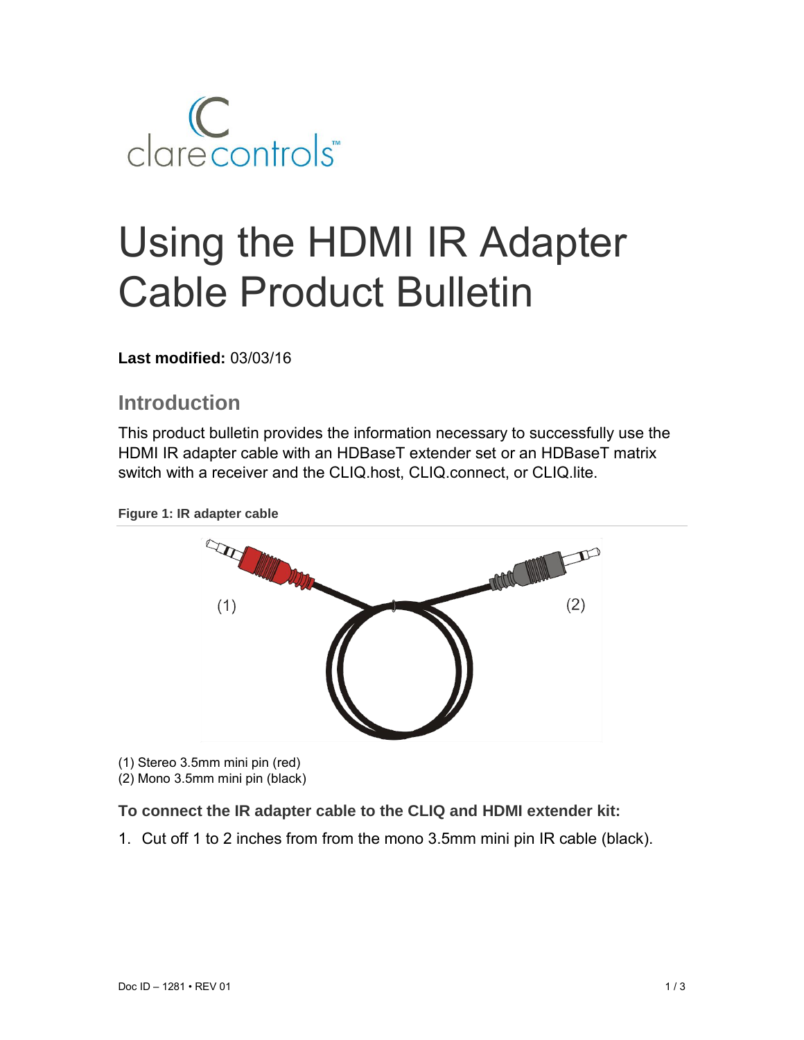# Using the HDMI IR Adapter Cable Product Bulletin

**Last modified:** 03/03/16

## Introduction

This product bulletin provides the information necessary to successfully use the HDMI IR adapter cable with an HDBaseT extender set or an HDBaseT matrix switch with a receiver and the CLIQ.host, CLIQ.connect, or CLIQ.lite.

**Figure 1: IR adapter cable**

(1) Stereo 3.5mm mini pin (red)
(2) Mono 3.5mm mini pin (black)

### To connect the IR adapter cable to the CLIQ and HDMI extender kit:

1. Cut off 1 to 2 inches from from the mono 3.5mm mini pin IR cable (black).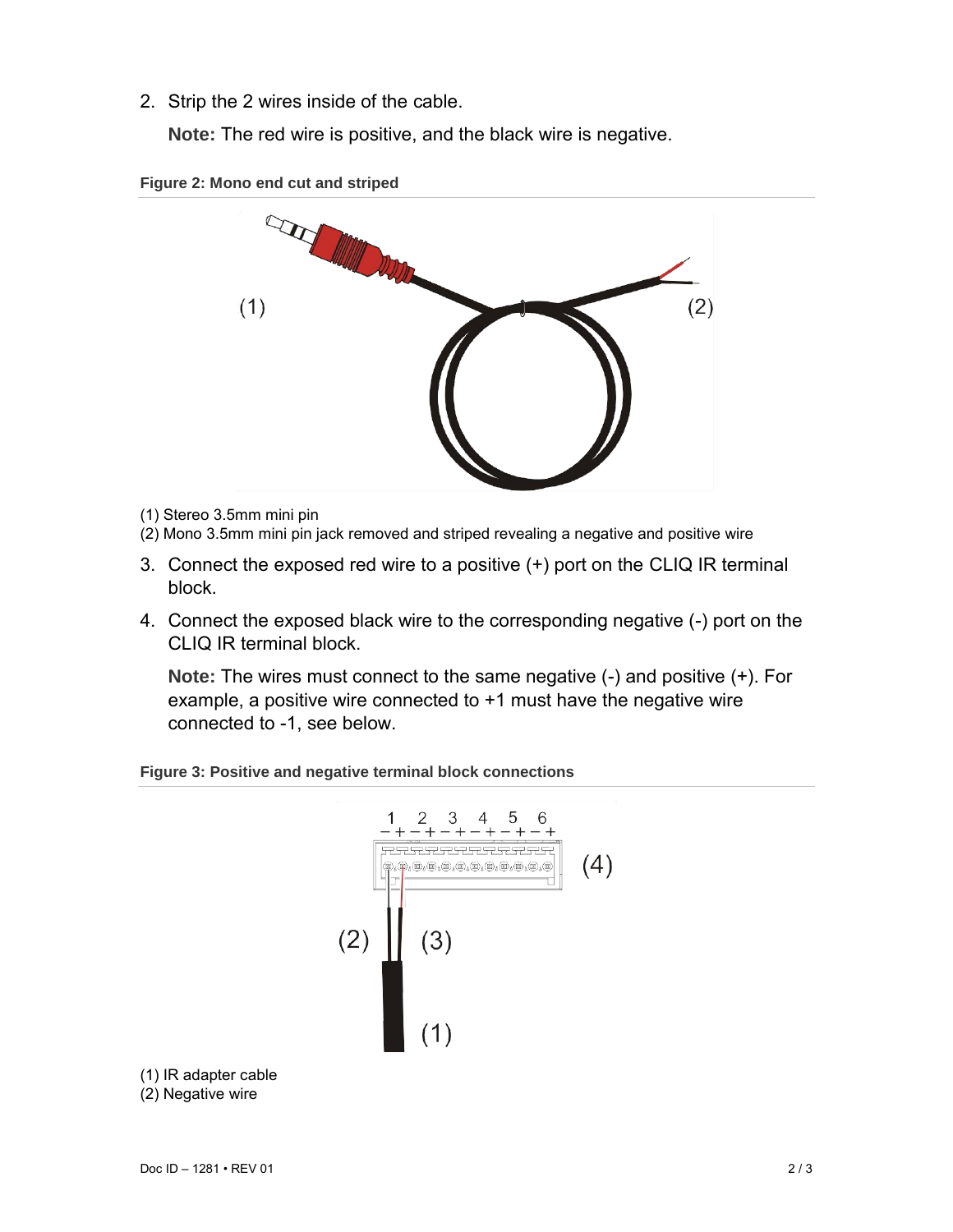2. Strip the 2 wires inside of the cable.

   **Note:** The red wire is positive, and the black wire is negative.

**Figure 2: Mono end cut and striped**

(1) Stereo 3.5mm mini pin
(2) Mono 3.5mm mini pin jack removed and striped revealing a negative and positive wire

3. Connect the exposed red wire to a positive (+) port on the CLIQ IR terminal block.
4. Connect the exposed black wire to the corresponding negative (-) port on the CLIQ IR terminal block.

   **Note:** The wires must connect to the same negative (-) and positive (+). For example, a positive wire connected to +1 must have the negative wire connected to -1, see below.

**Figure 3: Positive and negative terminal block connections**

(1) IR adapter cable
(2) Negative wire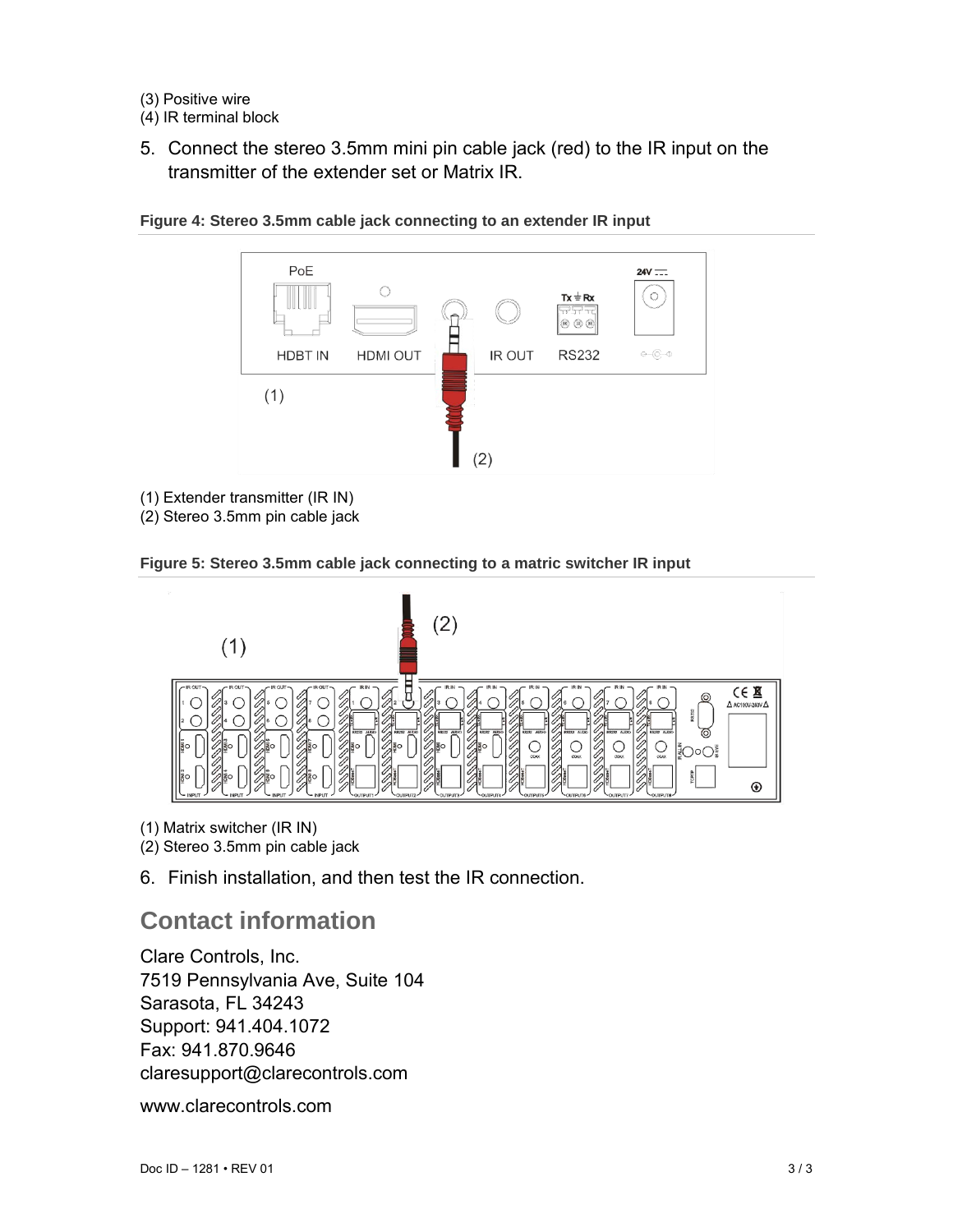(3) Positive wire
(4) IR terminal block

5. Connect the stereo 3.5mm mini pin cable jack (red) to the IR input on the transmitter of the extender set or Matrix IR.

**Figure 4: Stereo 3.5mm cable jack connecting to an extender IR input**

(1) Extender transmitter (IR IN)
(2) Stereo 3.5mm pin cable jack

**Figure 5: Stereo 3.5mm cable jack connecting to a matric switcher IR input**

(1) Matrix switcher (IR IN)
(2) Stereo 3.5mm pin cable jack

6. Finish installation, and then test the IR connection.

## Contact information

Clare Controls, Inc.
7519 Pennsylvania Ave, Suite 104
Sarasota, FL 34243
Support: 941.404.1072
Fax: 941.870.9646
claresupport@clarecontrols.com

www.clarecontrols.com

Doc ID – 1281 • REV 01